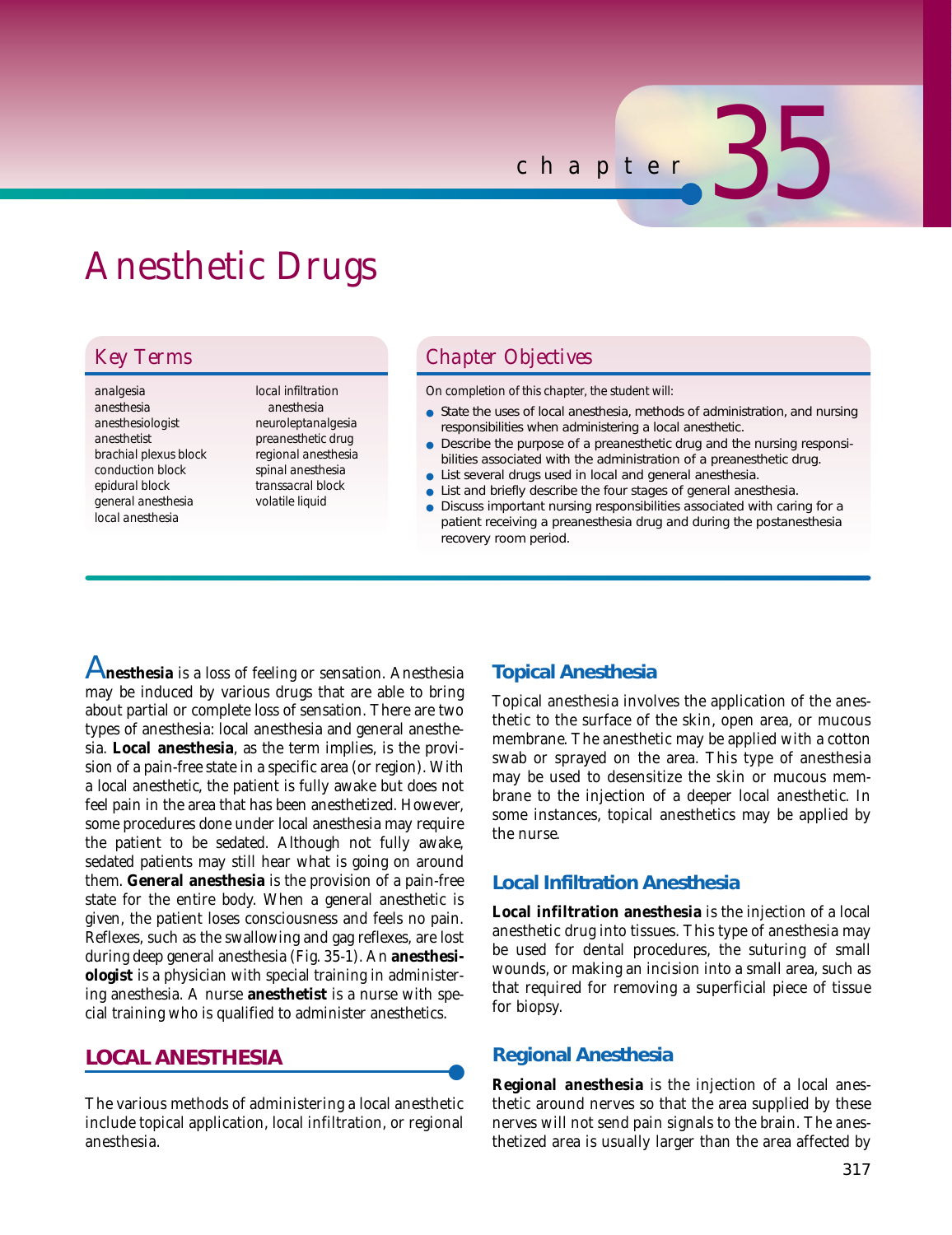chapter 35

# Anesthetic Drugs

## Key Terms

analgesia
anesthesia
anesthesiologist
anesthetist
brachial plexus block
conduction block
epidural block
general anesthesia
local anesthesia
local infiltration anesthesia
neuroleptanalgesia
preanesthetic drug
regional anesthesia
spinal anesthesia
transsacral block
volatile liquid

## Chapter Objectives

On completion of this chapter, the student will:

- State the uses of local anesthesia, methods of administration, and nursing responsibilities when administering a local anesthetic.
- Describe the purpose of a preanesthetic drug and the nursing responsibilities associated with the administration of a preanesthetic drug.
- List several drugs used in local and general anesthesia.
- List and briefly describe the four stages of general anesthesia.
- Discuss important nursing responsibilities associated with caring for a patient receiving a preanesthesia drug and during the postanesthesia recovery room period.

**Anesthesia** is a loss of feeling or sensation. Anesthesia may be induced by various drugs that are able to bring about partial or complete loss of sensation. There are two types of anesthesia: local anesthesia and general anesthesia. **Local anesthesia**, as the term implies, is the provision of a pain-free state in a specific area (or region). With a local anesthetic, the patient is fully awake but does not feel pain in the area that has been anesthetized. However, some procedures done under local anesthesia may require the patient to be sedated. Although not fully awake, sedated patients may still hear what is going on around them. **General anesthesia** is the provision of a pain-free state for the entire body. When a general anesthetic is given, the patient loses consciousness and feels no pain. Reflexes, such as the swallowing and gag reflexes, are lost during deep general anesthesia (Fig. 35-1). An **anesthesiologist** is a physician with special training in administering anesthesia. A nurse **anesthetist** is a nurse with special training who is qualified to administer anesthetics.

## LOCAL ANESTHESIA

The various methods of administering a local anesthetic include topical application, local infiltration, or regional anesthesia.

### Topical Anesthesia

Topical anesthesia involves the application of the anesthetic to the surface of the skin, open area, or mucous membrane. The anesthetic may be applied with a cotton swab or sprayed on the area. This type of anesthesia may be used to desensitize the skin or mucous membrane to the injection of a deeper local anesthetic. In some instances, topical anesthetics may be applied by the nurse.

### Local Infiltration Anesthesia

**Local infiltration anesthesia** is the injection of a local anesthetic drug into tissues. This type of anesthesia may be used for dental procedures, the suturing of small wounds, or making an incision into a small area, such as that required for removing a superficial piece of tissue for biopsy.

### Regional Anesthesia

**Regional anesthesia** is the injection of a local anesthetic around nerves so that the area supplied by these nerves will not send pain signals to the brain. The anesthetized area is usually larger than the area affected by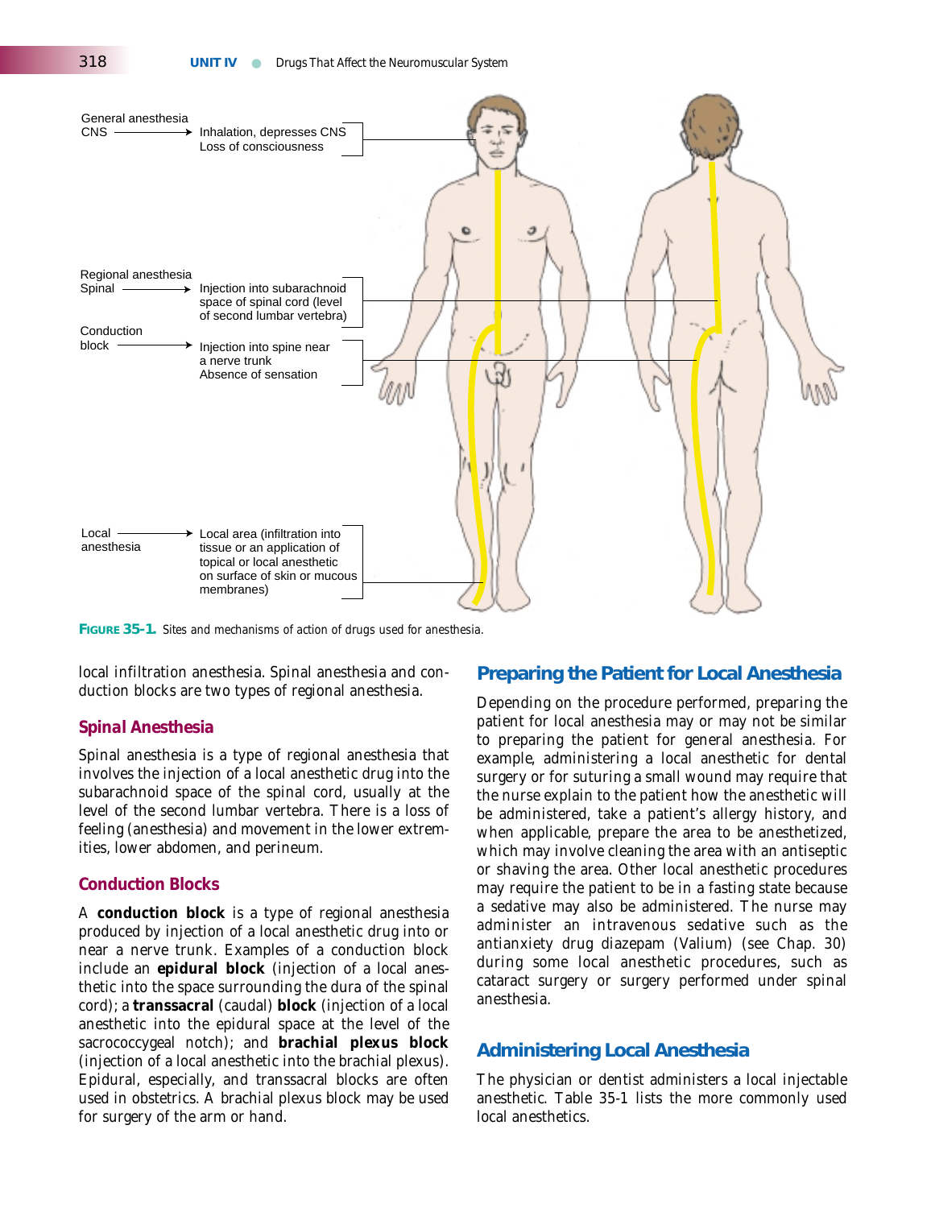FIGURE 35-1. Sites and mechanisms of action of drugs used for anesthesia.

local infiltration anesthesia. Spinal anesthesia and conduction blocks are two types of regional anesthesia.

### Spinal Anesthesia

Spinal anesthesia is a type of regional anesthesia that involves the injection of a local anesthetic drug into the subarachnoid space of the spinal cord, usually at the level of the second lumbar vertebra. There is a loss of feeling (anesthesia) and movement in the lower extremities, lower abdomen, and perineum.

### Conduction Blocks

A **conduction block** is a type of regional anesthesia produced by injection of a local anesthetic drug into or near a nerve trunk. Examples of a conduction block include an **epidural block** (injection of a local anesthetic into the space surrounding the dura of the spinal cord); a **transsacral** (caudal) **block** (injection of a local anesthetic into the epidural space at the level of the sacrococcygeal notch); and **brachial plexus block** (injection of a local anesthetic into the brachial plexus). Epidural, especially, and transsacral blocks are often used in obstetrics. A brachial plexus block may be used for surgery of the arm or hand.

## Preparing the Patient for Local Anesthesia

Depending on the procedure performed, preparing the patient for local anesthesia may or may not be similar to preparing the patient for general anesthesia. For example, administering a local anesthetic for dental surgery or for suturing a small wound may require that the nurse explain to the patient how the anesthetic will be administered, take a patient's allergy history, and when applicable, prepare the area to be anesthetized, which may involve cleaning the area with an antiseptic or shaving the area. Other local anesthetic procedures may require the patient to be in a fasting state because a sedative may also be administered. The nurse may administer an intravenous sedative such as the antianxiety drug diazepam (Valium) (see Chap. 30) during some local anesthetic procedures, such as cataract surgery or surgery performed under spinal anesthesia.

## Administering Local Anesthesia

The physician or dentist administers a local injectable anesthetic. Table 35-1 lists the more commonly used local anesthetics.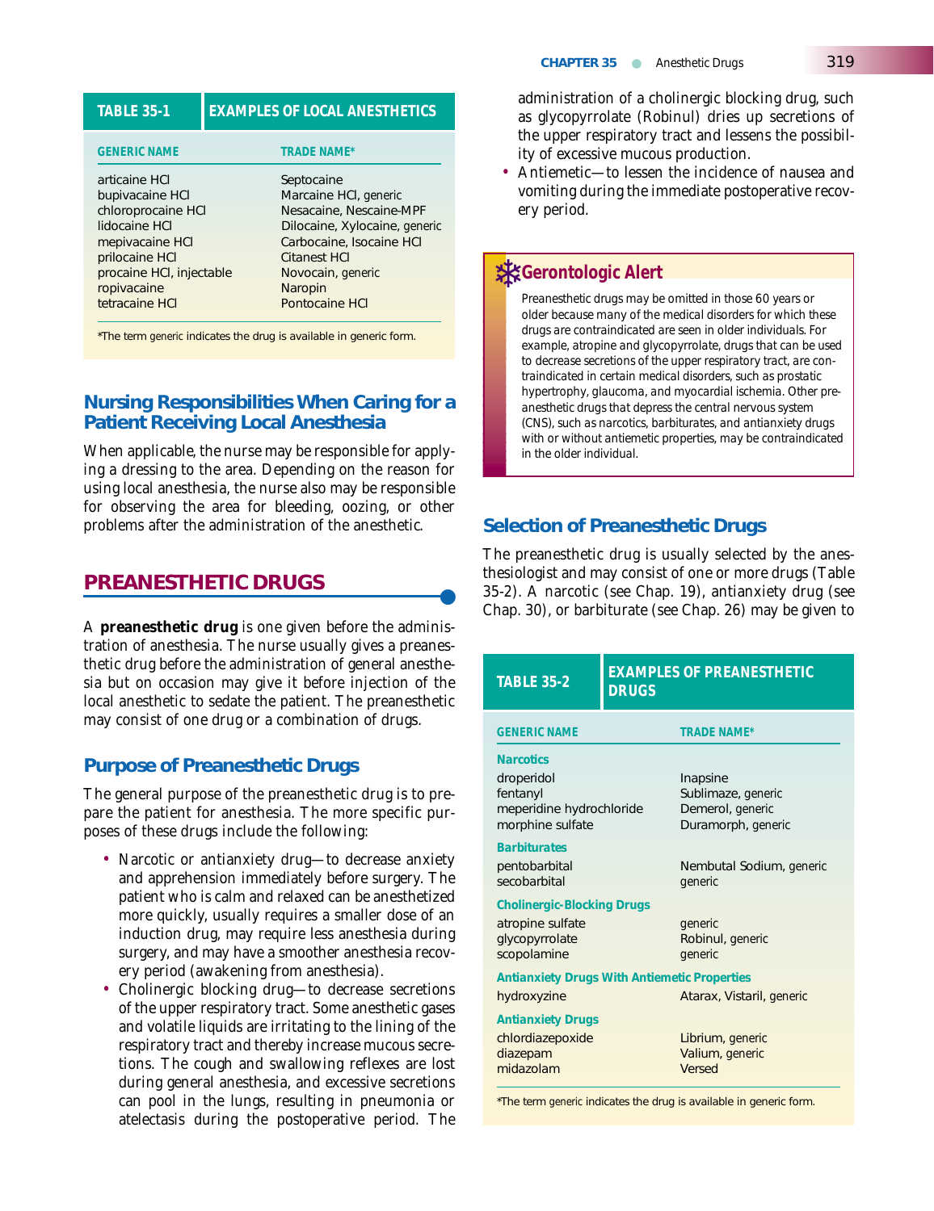| TABLE 35-1 | EXAMPLES OF LOCAL ANESTHETICS |
|---|---|
| **GENERIC NAME** | **TRADE NAME*** |
| articaine HCl | Septocaine |
| bupivacaine HCl | Marcaine HCl, generic |
| chloroprocaine HCl | Nesacaine, Nescaine-MPF |
| lidocaine HCl | Dilocaine, Xylocaine, generic |
| mepivacaine HCl | Carbocaine, Isocaine HCl |
| prilocaine HCl | Citanest HCl |
| procaine HCl, injectable | Novocain, generic |
| ropivacaine | Naropin |
| tetracaine HCl | Pontocaine HCl |

*The term generic indicates the drug is available in generic form.

### Nursing Responsibilities When Caring for a Patient Receiving Local Anesthesia

When applicable, the nurse may be responsible for applying a dressing to the area. Depending on the reason for using local anesthesia, the nurse also may be responsible for observing the area for bleeding, oozing, or other problems after the administration of the anesthetic.

## PREANESTHETIC DRUGS

A **preanesthetic drug** is one given before the administration of anesthesia. The nurse usually gives a preanesthetic drug before the administration of general anesthesia but on occasion may give it before injection of the local anesthetic to sedate the patient. The preanesthetic may consist of one drug or a combination of drugs.

### Purpose of Preanesthetic Drugs

The general purpose of the preanesthetic drug is to prepare the patient for anesthesia. The more specific purposes of these drugs include the following:

- Narcotic or antianxiety drug—to decrease anxiety and apprehension immediately before surgery. The patient who is calm and relaxed can be anesthetized more quickly, usually requires a smaller dose of an induction drug, may require less anesthesia during surgery, and may have a smoother anesthesia recovery period (awakening from anesthesia).
- Cholinergic blocking drug—to decrease secretions of the upper respiratory tract. Some anesthetic gases and volatile liquids are irritating to the lining of the respiratory tract and thereby increase mucous secretions. The cough and swallowing reflexes are lost during general anesthesia, and excessive secretions can pool in the lungs, resulting in pneumonia or atelectasis during the postoperative period. The administration of a cholinergic blocking drug, such as glycopyrrolate (Robinul) dries up secretions of the upper respiratory tract and lessens the possibility of excessive mucous production.
- Antiemetic—to lessen the incidence of nausea and vomiting during the immediate postoperative recovery period.

**Gerontologic Alert**

Preanesthetic drugs may be omitted in those 60 years or older because many of the medical disorders for which these drugs are contraindicated are seen in older individuals. For example, atropine and glycopyrrolate, drugs that can be used to decrease secretions of the upper respiratory tract, are contraindicated in certain medical disorders, such as prostatic hypertrophy, glaucoma, and myocardial ischemia. Other preanesthetic drugs that depress the central nervous system (CNS), such as narcotics, barbiturates, and antianxiety drugs with or without antiemetic properties, may be contraindicated in the older individual.

### Selection of Preanesthetic Drugs

The preanesthetic drug is usually selected by the anesthesiologist and may consist of one or more drugs (Table 35-2). A narcotic (see Chap. 19), antianxiety drug (see Chap. 30), or barbiturate (see Chap. 26) may be given to

| TABLE 35-2 | EXAMPLES OF PREANESTHETIC DRUGS |
|---|---|
| **GENERIC NAME** | **TRADE NAME*** |
| **Narcotics** | |
| droperidol | Inapsine |
| fentanyl | Sublimaze, generic |
| meperidine hydrochloride | Demerol, generic |
| morphine sulfate | Duramorph, generic |
| **Barbiturates** | |
| pentobarbital | Nembutal Sodium, generic |
| secobarbital | generic |
| **Cholinergic-Blocking Drugs** | |
| atropine sulfate | generic |
| glycopyrrolate | Robinul, generic |
| scopolamine | generic |
| **Antianxiety Drugs With Antiemetic Properties** | |
| hydroxyzine | Atarax, Vistaril, generic |
| **Antianxiety Drugs** | |
| chlordiazepoxide | Librium, generic |
| diazepam | Valium, generic |
| midazolam | Versed |

*The term generic indicates the drug is available in generic form.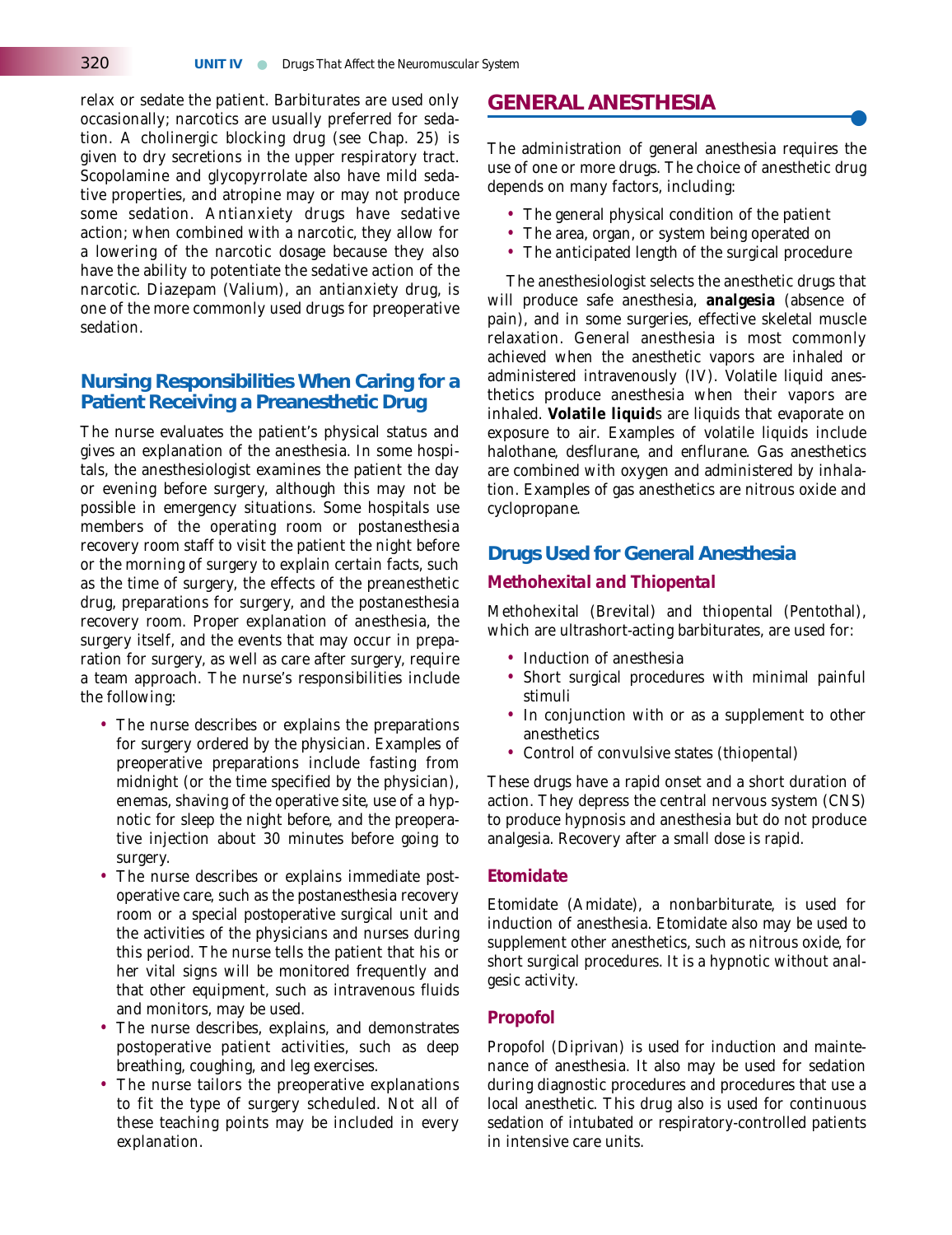relax or sedate the patient. Barbiturates are used only occasionally; narcotics are usually preferred for sedation. A cholinergic blocking drug (see Chap. 25) is given to dry secretions in the upper respiratory tract. Scopolamine and glycopyrrolate also have mild sedative properties, and atropine may or may not produce some sedation. Antianxiety drugs have sedative action; when combined with a narcotic, they allow for a lowering of the narcotic dosage because they also have the ability to potentiate the sedative action of the narcotic. Diazepam (Valium), an antianxiety drug, is one of the more commonly used drugs for preoperative sedation.

### Nursing Responsibilities When Caring for a Patient Receiving a Preanesthetic Drug

The nurse evaluates the patient's physical status and gives an explanation of the anesthesia. In some hospitals, the anesthesiologist examines the patient the day or evening before surgery, although this may not be possible in emergency situations. Some hospitals use members of the operating room or postanesthesia recovery room staff to visit the patient the night before or the morning of surgery to explain certain facts, such as the time of surgery, the effects of the preanesthetic drug, preparations for surgery, and the postanesthesia recovery room. Proper explanation of anesthesia, the surgery itself, and the events that may occur in preparation for surgery, as well as care after surgery, require a team approach. The nurse's responsibilities include the following:

- The nurse describes or explains the preparations for surgery ordered by the physician. Examples of preoperative preparations include fasting from midnight (or the time specified by the physician), enemas, shaving of the operative site, use of a hypnotic for sleep the night before, and the preoperative injection about 30 minutes before going to surgery.
- The nurse describes or explains immediate postoperative care, such as the postanesthesia recovery room or a special postoperative surgical unit and the activities of the physicians and nurses during this period. The nurse tells the patient that his or her vital signs will be monitored frequently and that other equipment, such as intravenous fluids and monitors, may be used.
- The nurse describes, explains, and demonstrates postoperative patient activities, such as deep breathing, coughing, and leg exercises.
- The nurse tailors the preoperative explanations to fit the type of surgery scheduled. Not all of these teaching points may be included in every explanation.

## GENERAL ANESTHESIA

The administration of general anesthesia requires the use of one or more drugs. The choice of anesthetic drug depends on many factors, including:

- The general physical condition of the patient
- The area, organ, or system being operated on
- The anticipated length of the surgical procedure

The anesthesiologist selects the anesthetic drugs that will produce safe anesthesia, **analgesia** (absence of pain), and in some surgeries, effective skeletal muscle relaxation. General anesthesia is most commonly achieved when the anesthetic vapors are inhaled or administered intravenously (IV). Volatile liquid anesthetics produce anesthesia when their vapors are inhaled. **Volatile liquid**s are liquids that evaporate on exposure to air. Examples of volatile liquids include halothane, desflurane, and enflurane. Gas anesthetics are combined with oxygen and administered by inhalation. Examples of gas anesthetics are nitrous oxide and cyclopropane.

### Drugs Used for General Anesthesia

#### *Methohexital and Thiopental*

Methohexital (Brevital) and thiopental (Pentothal), which are ultrashort-acting barbiturates, are used for:

- Induction of anesthesia
- Short surgical procedures with minimal painful stimuli
- In conjunction with or as a supplement to other anesthetics
- Control of convulsive states (thiopental)

These drugs have a rapid onset and a short duration of action. They depress the central nervous system (CNS) to produce hypnosis and anesthesia but do not produce analgesia. Recovery after a small dose is rapid.

#### *Etomidate*

Etomidate (Amidate), a nonbarbiturate, is used for induction of anesthesia. Etomidate also may be used to supplement other anesthetics, such as nitrous oxide, for short surgical procedures. It is a hypnotic without analgesic activity.

#### *Propofol*

Propofol (Diprivan) is used for induction and maintenance of anesthesia. It also may be used for sedation during diagnostic procedures and procedures that use a local anesthetic. This drug also is used for continuous sedation of intubated or respiratory-controlled patients in intensive care units.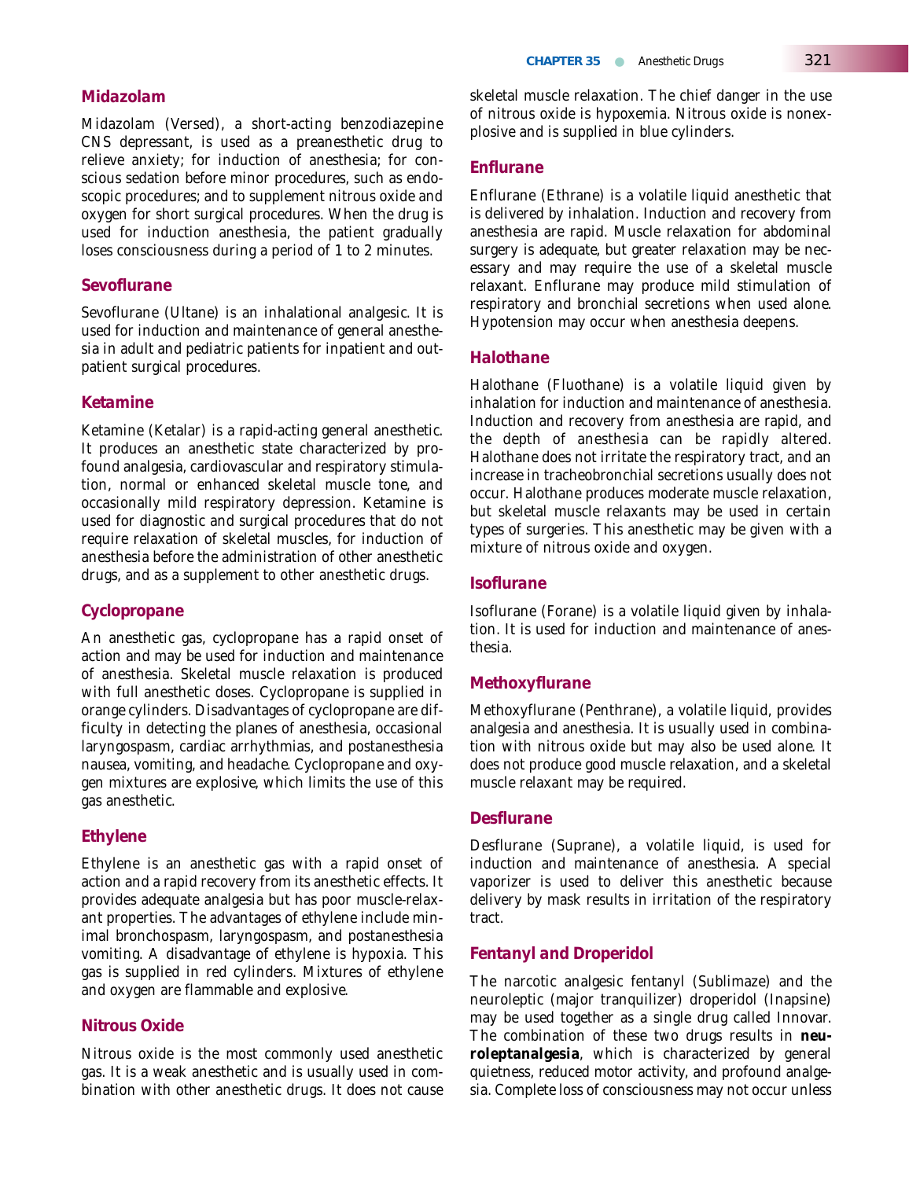## Midazolam

Midazolam (Versed), a short-acting benzodiazepine CNS depressant, is used as a preanesthetic drug to relieve anxiety; for induction of anesthesia; for conscious sedation before minor procedures, such as endoscopic procedures; and to supplement nitrous oxide and oxygen for short surgical procedures. When the drug is used for induction anesthesia, the patient gradually loses consciousness during a period of 1 to 2 minutes.

## Sevoflurane

Sevoflurane (Ultane) is an inhalational analgesic. It is used for induction and maintenance of general anesthesia in adult and pediatric patients for inpatient and outpatient surgical procedures.

## Ketamine

Ketamine (Ketalar) is a rapid-acting general anesthetic. It produces an anesthetic state characterized by profound analgesia, cardiovascular and respiratory stimulation, normal or enhanced skeletal muscle tone, and occasionally mild respiratory depression. Ketamine is used for diagnostic and surgical procedures that do not require relaxation of skeletal muscles, for induction of anesthesia before the administration of other anesthetic drugs, and as a supplement to other anesthetic drugs.

## Cyclopropane

An anesthetic gas, cyclopropane has a rapid onset of action and may be used for induction and maintenance of anesthesia. Skeletal muscle relaxation is produced with full anesthetic doses. Cyclopropane is supplied in orange cylinders. Disadvantages of cyclopropane are difficulty in detecting the planes of anesthesia, occasional laryngospasm, cardiac arrhythmias, and postanesthesia nausea, vomiting, and headache. Cyclopropane and oxygen mixtures are explosive, which limits the use of this gas anesthetic.

## Ethylene

Ethylene is an anesthetic gas with a rapid onset of action and a rapid recovery from its anesthetic effects. It provides adequate analgesia but has poor muscle-relaxant properties. The advantages of ethylene include minimal bronchospasm, laryngospasm, and postanesthesia vomiting. A disadvantage of ethylene is hypoxia. This gas is supplied in red cylinders. Mixtures of ethylene and oxygen are flammable and explosive.

## Nitrous Oxide

Nitrous oxide is the most commonly used anesthetic gas. It is a weak anesthetic and is usually used in combination with other anesthetic drugs. It does not cause skeletal muscle relaxation. The chief danger in the use of nitrous oxide is hypoxemia. Nitrous oxide is nonexplosive and is supplied in blue cylinders.

## Enflurane

Enflurane (Ethrane) is a volatile liquid anesthetic that is delivered by inhalation. Induction and recovery from anesthesia are rapid. Muscle relaxation for abdominal surgery is adequate, but greater relaxation may be necessary and may require the use of a skeletal muscle relaxant. Enflurane may produce mild stimulation of respiratory and bronchial secretions when used alone. Hypotension may occur when anesthesia deepens.

## Halothane

Halothane (Fluothane) is a volatile liquid given by inhalation for induction and maintenance of anesthesia. Induction and recovery from anesthesia are rapid, and the depth of anesthesia can be rapidly altered. Halothane does not irritate the respiratory tract, and an increase in tracheobronchial secretions usually does not occur. Halothane produces moderate muscle relaxation, but skeletal muscle relaxants may be used in certain types of surgeries. This anesthetic may be given with a mixture of nitrous oxide and oxygen.

## Isoflurane

Isoflurane (Forane) is a volatile liquid given by inhalation. It is used for induction and maintenance of anesthesia.

## Methoxyflurane

Methoxyflurane (Penthrane), a volatile liquid, provides analgesia and anesthesia. It is usually used in combination with nitrous oxide but may also be used alone. It does not produce good muscle relaxation, and a skeletal muscle relaxant may be required.

## Desflurane

Desflurane (Suprane), a volatile liquid, is used for induction and maintenance of anesthesia. A special vaporizer is used to deliver this anesthetic because delivery by mask results in irritation of the respiratory tract.

## *Fentanyl and Droperidol*

The narcotic analgesic fentanyl (Sublimaze) and the neuroleptic (major tranquilizer) droperidol (Inapsine) may be used together as a single drug called Innovar. The combination of these two drugs results in **neuroleptanalgesia**, which is characterized by general quietness, reduced motor activity, and profound analgesia. Complete loss of consciousness may not occur unless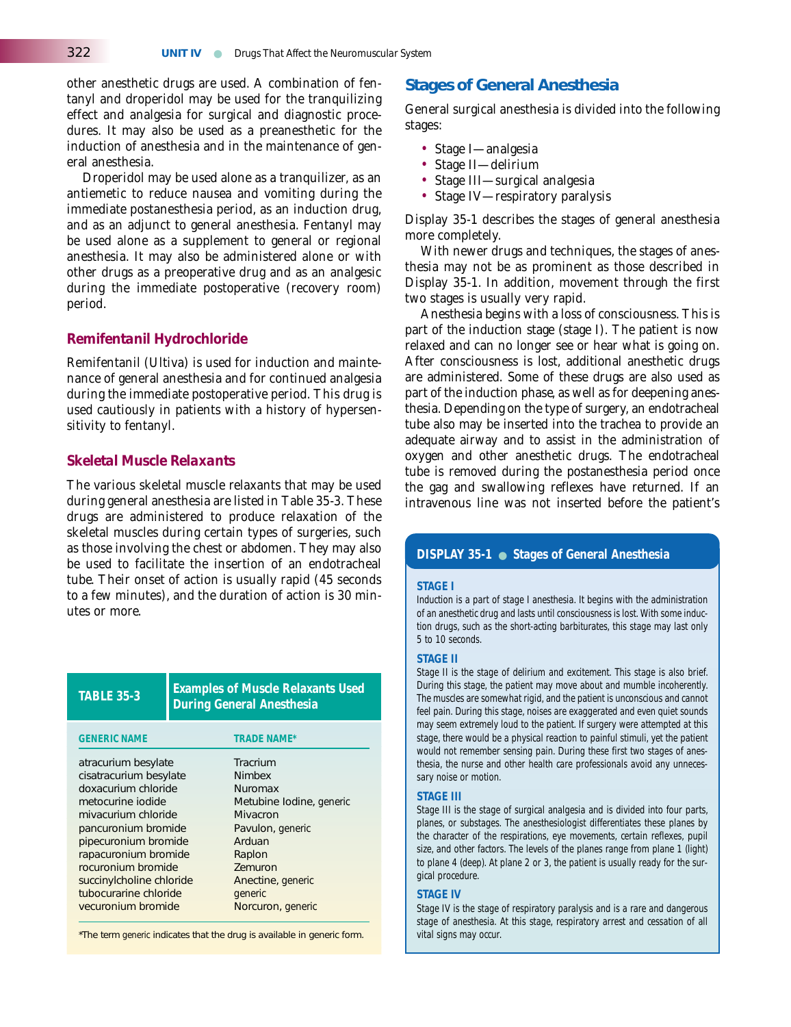other anesthetic drugs are used. A combination of fentanyl and droperidol may be used for the tranquilizing effect and analgesia for surgical and diagnostic procedures. It may also be used as a preanesthetic for the induction of anesthesia and in the maintenance of general anesthesia.

Droperidol may be used alone as a tranquilizer, as an antiemetic to reduce nausea and vomiting during the immediate postanesthesia period, as an induction drug, and as an adjunct to general anesthesia. Fentanyl may be used alone as a supplement to general or regional anesthesia. It may also be administered alone or with other drugs as a preoperative drug and as an analgesic during the immediate postoperative (recovery room) period.

### Remifentanil Hydrochloride

Remifentanil (Ultiva) is used for induction and maintenance of general anesthesia and for continued analgesia during the immediate postoperative period. This drug is used cautiously in patients with a history of hypersensitivity to fentanyl.

### Skeletal Muscle Relaxants

The various skeletal muscle relaxants that may be used during general anesthesia are listed in Table 35-3. These drugs are administered to produce relaxation of the skeletal muscles during certain types of surgeries, such as those involving the chest or abdomen. They may also be used to facilitate the insertion of an endotracheal tube. Their onset of action is usually rapid (45 seconds to a few minutes), and the duration of action is 30 minutes or more.

**TABLE 35-3 Examples of Muscle Relaxants Used During General Anesthesia**

| GENERIC NAME | TRADE NAME* |
|---|---|
| atracurium besylate | Tracrium |
| cisatracurium besylate | Nimbex |
| doxacurium chloride | Nuromax |
| metocurine iodide | Metubine Iodine, generic |
| mivacurium chloride | Mivacron |
| pancuronium bromide | Pavulon, generic |
| pipecuronium bromide | Arduan |
| rapacuronium bromide | Raplon |
| rocuronium bromide | Zemuron |
| succinylcholine chloride | Anectine, generic |
| tubocurarine chloride | generic |
| vecuronium bromide | Norcuron, generic |

*The term generic indicates that the drug is available in generic form.

## Stages of General Anesthesia

General surgical anesthesia is divided into the following stages:

- Stage I—analgesia
- Stage II—delirium
- Stage III—surgical analgesia
- Stage IV—respiratory paralysis

Display 35-1 describes the stages of general anesthesia more completely.

With newer drugs and techniques, the stages of anesthesia may not be as prominent as those described in Display 35-1. In addition, movement through the first two stages is usually very rapid.

Anesthesia begins with a loss of consciousness. This is part of the induction stage (stage I). The patient is now relaxed and can no longer see or hear what is going on. After consciousness is lost, additional anesthetic drugs are administered. Some of these drugs are also used as part of the induction phase, as well as for deepening anesthesia. Depending on the type of surgery, an endotracheal tube also may be inserted into the trachea to provide an adequate airway and to assist in the administration of oxygen and other anesthetic drugs. The endotracheal tube is removed during the postanesthesia period once the gag and swallowing reflexes have returned. If an intravenous line was not inserted before the patient's

**DISPLAY 35-1 ● Stages of General Anesthesia**

**STAGE I**

Induction is a part of stage I anesthesia. It begins with the administration of an anesthetic drug and lasts until consciousness is lost. With some induction drugs, such as the short-acting barbiturates, this stage may last only 5 to 10 seconds.

**STAGE II**

Stage II is the stage of delirium and excitement. This stage is also brief. During this stage, the patient may move about and mumble incoherently. The muscles are somewhat rigid, and the patient is unconscious and cannot feel pain. During this stage, noises are exaggerated and even quiet sounds may seem extremely loud to the patient. If surgery were attempted at this stage, there would be a physical reaction to painful stimuli, yet the patient would not remember sensing pain. During these first two stages of anesthesia, the nurse and other health care professionals avoid any unnecessary noise or motion.

**STAGE III**

Stage III is the stage of surgical analgesia and is divided into four parts, planes, or substages. The anesthesiologist differentiates these planes by the character of the respirations, eye movements, certain reflexes, pupil size, and other factors. The levels of the planes range from plane 1 (light) to plane 4 (deep). At plane 2 or 3, the patient is usually ready for the surgical procedure.

**STAGE IV**

Stage IV is the stage of respiratory paralysis and is a rare and dangerous stage of anesthesia. At this stage, respiratory arrest and cessation of all vital signs may occur.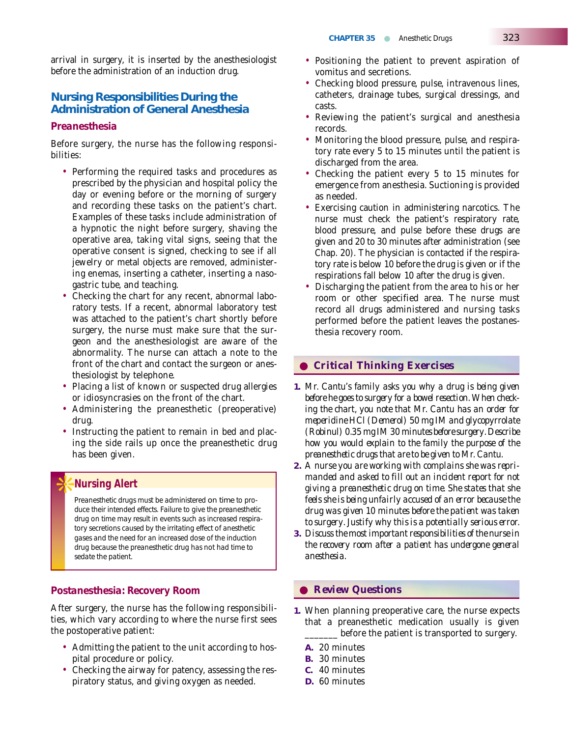arrival in surgery, it is inserted by the anesthesiologist before the administration of an induction drug.

## Nursing Responsibilities During the Administration of General Anesthesia

### Preanesthesia

Before surgery, the nurse has the following responsibilities:

- Performing the required tasks and procedures as prescribed by the physician and hospital policy the day or evening before or the morning of surgery and recording these tasks on the patient's chart. Examples of these tasks include administration of a hypnotic the night before surgery, shaving the operative area, taking vital signs, seeing that the operative consent is signed, checking to see if all jewelry or metal objects are removed, administering enemas, inserting a catheter, inserting a nasogastric tube, and teaching.
- Checking the chart for any recent, abnormal laboratory tests. If a recent, abnormal laboratory test was attached to the patient's chart shortly before surgery, the nurse must make sure that the surgeon and the anesthesiologist are aware of the abnormality. The nurse can attach a note to the front of the chart and contact the surgeon or anesthesiologist by telephone.
- Placing a list of known or suspected drug allergies or idiosyncrasies on the front of the chart.
- Administering the preanesthetic (preoperative) drug.
- Instructing the patient to remain in bed and placing the side rails up once the preanesthetic drug has been given.

> **Nursing Alert**
>
> Preanesthetic drugs must be administered on time to produce their intended effects. Failure to give the preanesthetic drug on time may result in events such as increased respiratory secretions caused by the irritating effect of anesthetic gases and the need for an increased dose of the induction drug because the preanesthetic drug has not had time to sedate the patient.

### Postanesthesia: Recovery Room

After surgery, the nurse has the following responsibilities, which vary according to where the nurse first sees the postoperative patient:

- Admitting the patient to the unit according to hospital procedure or policy.
- Checking the airway for patency, assessing the respiratory status, and giving oxygen as needed.
- Positioning the patient to prevent aspiration of vomitus and secretions.
- Checking blood pressure, pulse, intravenous lines, catheters, drainage tubes, surgical dressings, and casts.
- Reviewing the patient's surgical and anesthesia records.
- Monitoring the blood pressure, pulse, and respiratory rate every 5 to 15 minutes until the patient is discharged from the area.
- Checking the patient every 5 to 15 minutes for emergence from anesthesia. Suctioning is provided as needed.
- Exercising caution in administering narcotics. The nurse must check the patient's respiratory rate, blood pressure, and pulse before these drugs are given and 20 to 30 minutes after administration (see Chap. 20). The physician is contacted if the respiratory rate is below 10 before the drug is given or if the respirations fall below 10 after the drug is given.
- Discharging the patient from the area to his or her room or other specified area. The nurse must record all drugs administered and nursing tasks performed before the patient leaves the postanesthesia recovery room.

## Critical Thinking Exercises

1. *Mr. Cantu's family asks you why a drug is being given before he goes to surgery for a bowel resection. When checking the chart, you note that Mr. Cantu has an order for meperidine HCl (Demerol) 50 mg IM and glycopyrrolate (Robinul) 0.35 mg IM 30 minutes before surgery. Describe how you would explain to the family the purpose of the preanesthetic drugs that are to be given to Mr. Cantu.*
2. *A nurse you are working with complains she was reprimanded and asked to fill out an incident report for not giving a preanesthetic drug on time. She states that she feels she is being unfairly accused of an error because the drug was given 10 minutes before the patient was taken to surgery. Justify why this is a potentially serious error.*
3. *Discuss the most important responsibilities of the nurse in the recovery room after a patient has undergone general anesthesia.*

## Review Questions

1. When planning preoperative care, the nurse expects that a preanesthetic medication usually is given _______ before the patient is transported to surgery.
   - **A.** 20 minutes
   - **B.** 30 minutes
   - **C.** 40 minutes
   - **D.** 60 minutes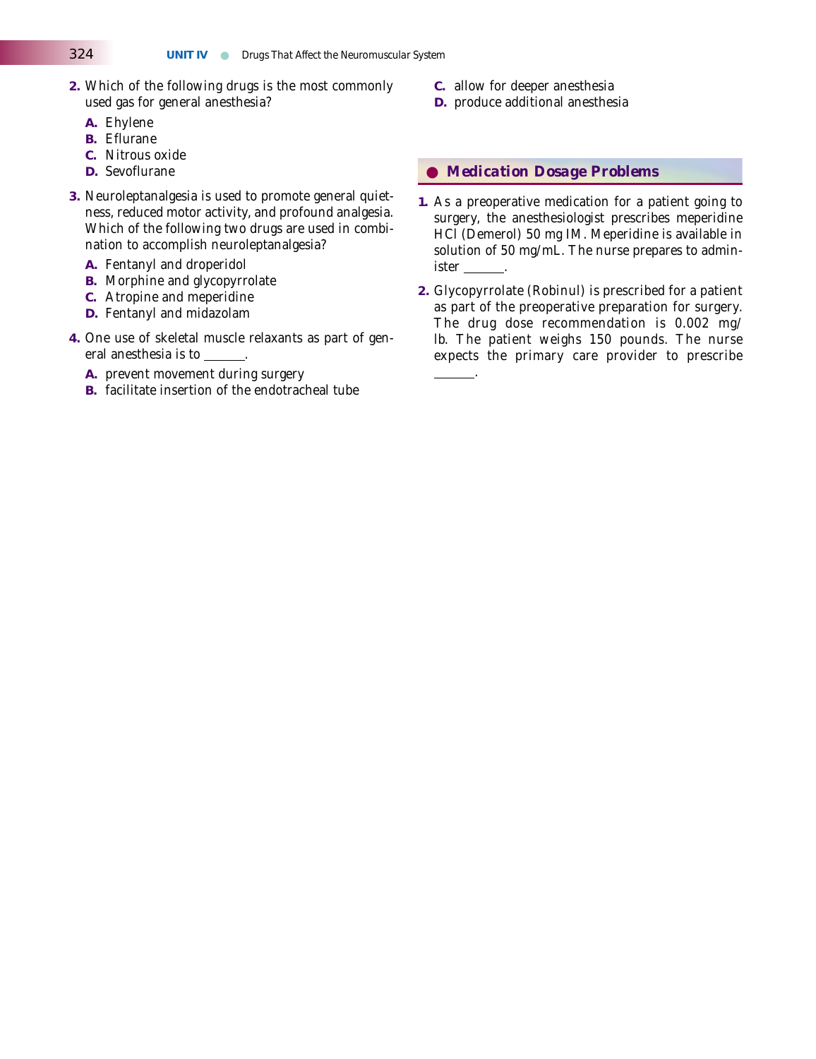2. Which of the following drugs is the most commonly used gas for general anesthesia?

   A. Ehylene
   B. Eflurane
   C. Nitrous oxide
   D. Sevoflurane

3. Neuroleptanalgesia is used to promote general quietness, reduced motor activity, and profound analgesia. Which of the following two drugs are used in combination to accomplish neuroleptanalgesia?

   A. Fentanyl and droperidol
   B. Morphine and glycopyrrolate
   C. Atropine and meperidine
   D. Fentanyl and midazolam

4. One use of skeletal muscle relaxants as part of general anesthesia is to ______.

   A. prevent movement during surgery
   B. facilitate insertion of the endotracheal tube
   C. allow for deeper anesthesia
   D. produce additional anesthesia

## Medication Dosage Problems

1. As a preoperative medication for a patient going to surgery, the anesthesiologist prescribes meperidine HCl (Demerol) 50 mg IM. Meperidine is available in solution of 50 mg/mL. The nurse prepares to administer ______.

2. Glycopyrrolate (Robinul) is prescribed for a patient as part of the preoperative preparation for surgery. The drug dose recommendation is 0.002 mg/lb. The patient weighs 150 pounds. The nurse expects the primary care provider to prescribe ______.